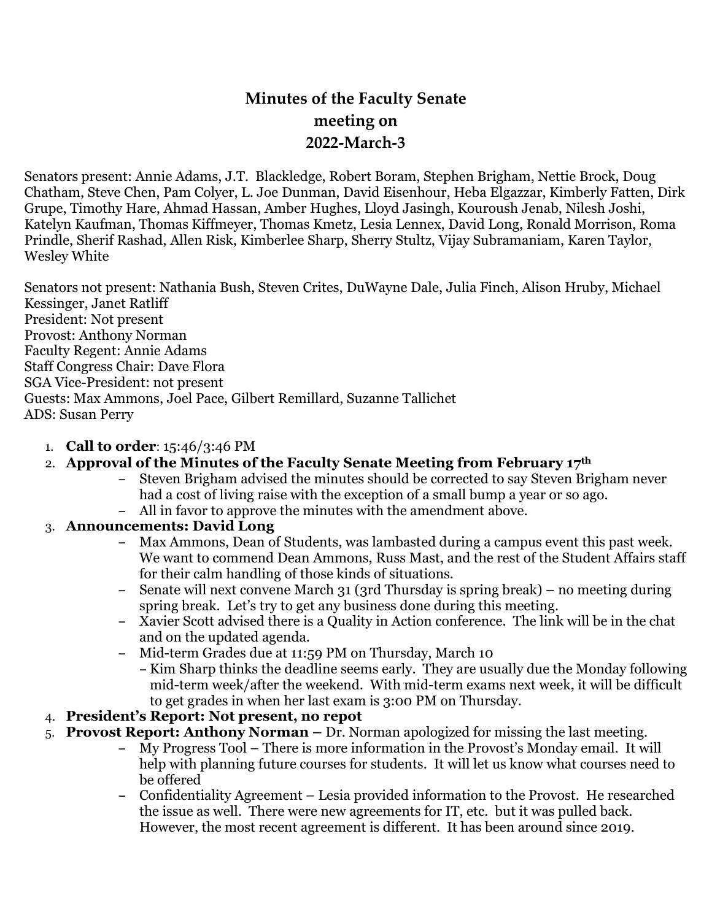# Minutes of the Faculty Senate meeting on 2022-March-3

Senators present: Annie Adams, J.T. Blackledge, Robert Boram, Stephen Brigham, Nettie Brock, Doug Chatham, Steve Chen, Pam Colyer, L. Joe Dunman, David Eisenhour, Heba Elgazzar, Kimberly Fatten, Dirk Grupe, Timothy Hare, Ahmad Hassan, Amber Hughes, Lloyd Jasingh, Kouroush Jenab, Nilesh Joshi, Katelyn Kaufman, Thomas Kiffmeyer, Thomas Kmetz, Lesia Lennex, David Long, Ronald Morrison, Roma Prindle, Sherif Rashad, Allen Risk, Kimberlee Sharp, Sherry Stultz, Vijay Subramaniam, Karen Taylor, Wesley White

Senators not present: Nathania Bush, Steven Crites, DuWayne Dale, Julia Finch, Alison Hruby, Michael Kessinger, Janet Ratliff
President: Not present
Provost: Anthony Norman
Faculty Regent: Annie Adams
Staff Congress Chair: Dave Flora
SGA Vice-President: not present
Guests: Max Ammons, Joel Pace, Gilbert Remillard, Suzanne Tallichet
ADS: Susan Perry

1. **Call to order**: 15:46/3:46 PM
2. **Approval of the Minutes of the Faculty Senate Meeting from February 17th**
   - Steven Brigham advised the minutes should be corrected to say Steven Brigham never had a cost of living raise with the exception of a small bump a year or so ago.
   - All in favor to approve the minutes with the amendment above.
3. **Announcements: David Long**
   - Max Ammons, Dean of Students, was lambasted during a campus event this past week. We want to commend Dean Ammons, Russ Mast, and the rest of the Student Affairs staff for their calm handling of those kinds of situations.
   - Senate will next convene March 31 (3rd Thursday is spring break) – no meeting during spring break. Let's try to get any business done during this meeting.
   - Xavier Scott advised there is a Quality in Action conference. The link will be in the chat and on the updated agenda.
   - Mid-term Grades due at 11:59 PM on Thursday, March 10
     - Kim Sharp thinks the deadline seems early. They are usually due the Monday following mid-term week/after the weekend. With mid-term exams next week, it will be difficult to get grades in when her last exam is 3:00 PM on Thursday.
4. **President's Report: Not present, no repot**
5. **Provost Report: Anthony Norman –** Dr. Norman apologized for missing the last meeting.
   - My Progress Tool – There is more information in the Provost's Monday email. It will help with planning future courses for students. It will let us know what courses need to be offered
   - Confidentiality Agreement – Lesia provided information to the Provost. He researched the issue as well. There were new agreements for IT, etc. but it was pulled back. However, the most recent agreement is different. It has been around since 2019.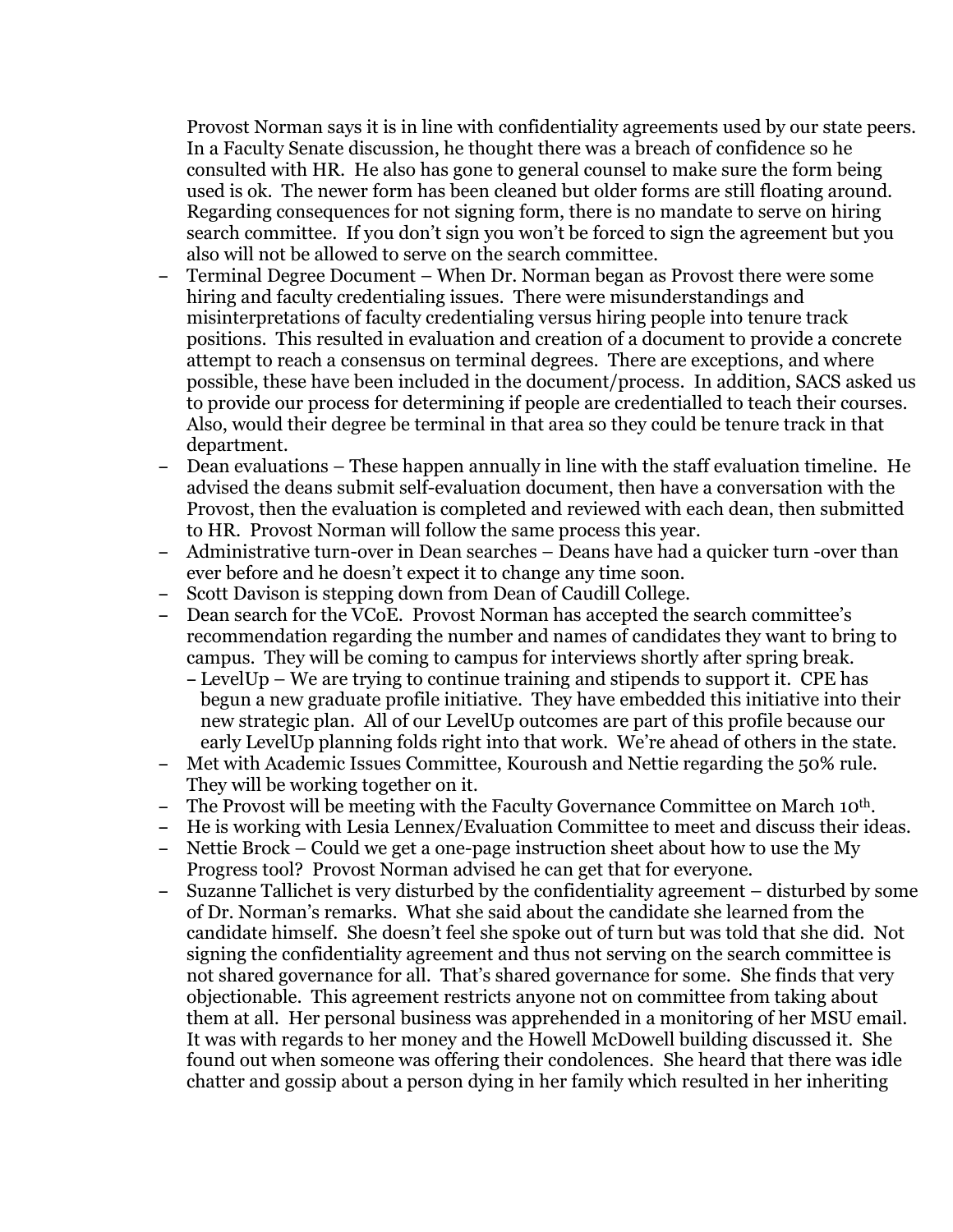Provost Norman says it is in line with confidentiality agreements used by our state peers. In a Faculty Senate discussion, he thought there was a breach of confidence so he consulted with HR. He also has gone to general counsel to make sure the form being used is ok. The newer form has been cleaned but older forms are still floating around. Regarding consequences for not signing form, there is no mandate to serve on hiring search committee. If you don't sign you won't be forced to sign the agreement but you also will not be allowed to serve on the search committee.

- Terminal Degree Document – When Dr. Norman began as Provost there were some hiring and faculty credentialing issues. There were misunderstandings and misinterpretations of faculty credentialing versus hiring people into tenure track positions. This resulted in evaluation and creation of a document to provide a concrete attempt to reach a consensus on terminal degrees. There are exceptions, and where possible, these have been included in the document/process. In addition, SACS asked us to provide our process for determining if people are credentialled to teach their courses. Also, would their degree be terminal in that area so they could be tenure track in that department.
- Dean evaluations – These happen annually in line with the staff evaluation timeline. He advised the deans submit self-evaluation document, then have a conversation with the Provost, then the evaluation is completed and reviewed with each dean, then submitted to HR. Provost Norman will follow the same process this year.
- Administrative turn-over in Dean searches – Deans have had a quicker turn -over than ever before and he doesn't expect it to change any time soon.
- Scott Davison is stepping down from Dean of Caudill College.
- Dean search for the VCoE. Provost Norman has accepted the search committee's recommendation regarding the number and names of candidates they want to bring to campus. They will be coming to campus for interviews shortly after spring break.
  - LevelUp – We are trying to continue training and stipends to support it. CPE has begun a new graduate profile initiative. They have embedded this initiative into their new strategic plan. All of our LevelUp outcomes are part of this profile because our early LevelUp planning folds right into that work. We're ahead of others in the state.
- Met with Academic Issues Committee, Kouroush and Nettie regarding the 50% rule. They will be working together on it.
- The Provost will be meeting with the Faculty Governance Committee on March 10th.
- He is working with Lesia Lennex/Evaluation Committee to meet and discuss their ideas.
- Nettie Brock – Could we get a one-page instruction sheet about how to use the My Progress tool? Provost Norman advised he can get that for everyone.
- Suzanne Tallichet is very disturbed by the confidentiality agreement – disturbed by some of Dr. Norman's remarks. What she said about the candidate she learned from the candidate himself. She doesn't feel she spoke out of turn but was told that she did. Not signing the confidentiality agreement and thus not serving on the search committee is not shared governance for all. That's shared governance for some. She finds that very objectionable. This agreement restricts anyone not on committee from taking about them at all. Her personal business was apprehended in a monitoring of her MSU email. It was with regards to her money and the Howell McDowell building discussed it. She found out when someone was offering their condolences. She heard that there was idle chatter and gossip about a person dying in her family which resulted in her inheriting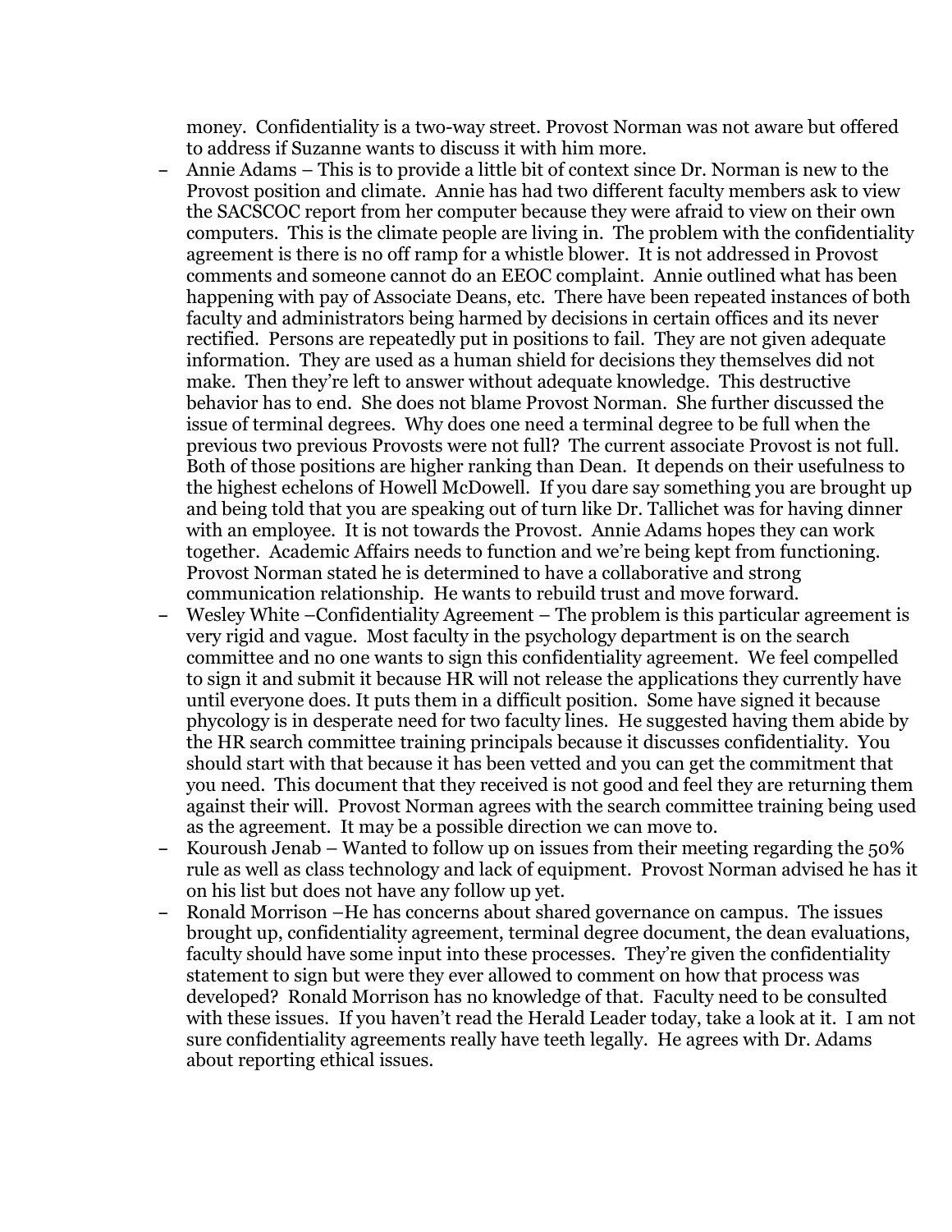money. Confidentiality is a two-way street. Provost Norman was not aware but offered to address if Suzanne wants to discuss it with him more.

- Annie Adams – This is to provide a little bit of context since Dr. Norman is new to the Provost position and climate. Annie has had two different faculty members ask to view the SACSCOC report from her computer because they were afraid to view on their own computers. This is the climate people are living in. The problem with the confidentiality agreement is there is no off ramp for a whistle blower. It is not addressed in Provost comments and someone cannot do an EEOC complaint. Annie outlined what has been happening with pay of Associate Deans, etc. There have been repeated instances of both faculty and administrators being harmed by decisions in certain offices and its never rectified. Persons are repeatedly put in positions to fail. They are not given adequate information. They are used as a human shield for decisions they themselves did not make. Then they're left to answer without adequate knowledge. This destructive behavior has to end. She does not blame Provost Norman. She further discussed the issue of terminal degrees. Why does one need a terminal degree to be full when the previous two previous Provosts were not full? The current associate Provost is not full. Both of those positions are higher ranking than Dean. It depends on their usefulness to the highest echelons of Howell McDowell. If you dare say something you are brought up and being told that you are speaking out of turn like Dr. Tallichet was for having dinner with an employee. It is not towards the Provost. Annie Adams hopes they can work together. Academic Affairs needs to function and we're being kept from functioning. Provost Norman stated he is determined to have a collaborative and strong communication relationship. He wants to rebuild trust and move forward.
- Wesley White –Confidentiality Agreement – The problem is this particular agreement is very rigid and vague. Most faculty in the psychology department is on the search committee and no one wants to sign this confidentiality agreement. We feel compelled to sign it and submit it because HR will not release the applications they currently have until everyone does. It puts them in a difficult position. Some have signed it because phycology is in desperate need for two faculty lines. He suggested having them abide by the HR search committee training principals because it discusses confidentiality. You should start with that because it has been vetted and you can get the commitment that you need. This document that they received is not good and feel they are returning them against their will. Provost Norman agrees with the search committee training being used as the agreement. It may be a possible direction we can move to.
- Kouroush Jenab – Wanted to follow up on issues from their meeting regarding the 50% rule as well as class technology and lack of equipment. Provost Norman advised he has it on his list but does not have any follow up yet.
- Ronald Morrison –He has concerns about shared governance on campus. The issues brought up, confidentiality agreement, terminal degree document, the dean evaluations, faculty should have some input into these processes. They're given the confidentiality statement to sign but were they ever allowed to comment on how that process was developed? Ronald Morrison has no knowledge of that. Faculty need to be consulted with these issues. If you haven't read the Herald Leader today, take a look at it. I am not sure confidentiality agreements really have teeth legally. He agrees with Dr. Adams about reporting ethical issues.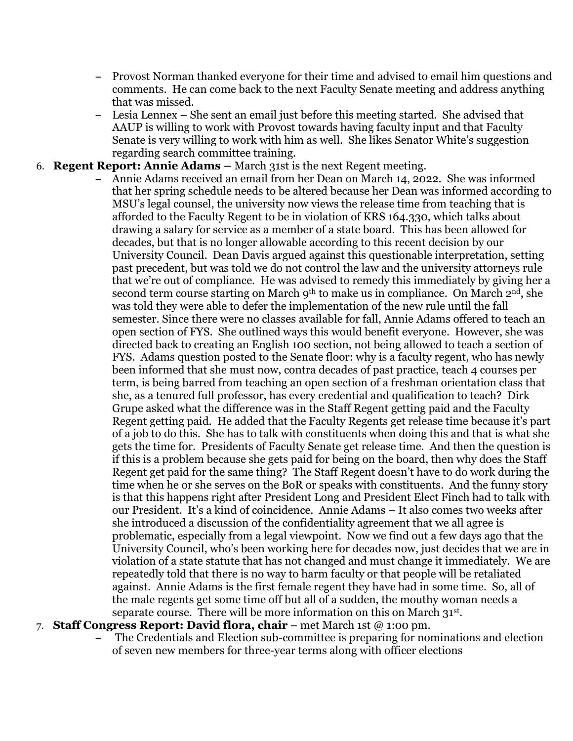- Provost Norman thanked everyone for their time and advised to email him questions and comments. He can come back to the next Faculty Senate meeting and address anything that was missed.
- Lesia Lennex – She sent an email just before this meeting started. She advised that AAUP is willing to work with Provost towards having faculty input and that Faculty Senate is very willing to work with him as well. She likes Senator White's suggestion regarding search committee training.

6. **Regent Report: Annie Adams –** March 31st is the next Regent meeting.
   - Annie Adams received an email from her Dean on March 14, 2022. She was informed that her spring schedule needs to be altered because her Dean was informed according to MSU's legal counsel, the university now views the release time from teaching that is afforded to the Faculty Regent to be in violation of KRS 164.330, which talks about drawing a salary for service as a member of a state board. This has been allowed for decades, but that is no longer allowable according to this recent decision by our University Council. Dean Davis argued against this questionable interpretation, setting past precedent, but was told we do not control the law and the university attorneys rule that we're out of compliance. He was advised to remedy this immediately by giving her a second term course starting on March 9th to make us in compliance. On March 2nd, she was told they were able to defer the implementation of the new rule until the fall semester. Since there were no classes available for fall, Annie Adams offered to teach an open section of FYS. She outlined ways this would benefit everyone. However, she was directed back to creating an English 100 section, not being allowed to teach a section of FYS. Adams question posted to the Senate floor: why is a faculty regent, who has newly been informed that she must now, contra decades of past practice, teach 4 courses per term, is being barred from teaching an open section of a freshman orientation class that she, as a tenured full professor, has every credential and qualification to teach? Dirk Grupe asked what the difference was in the Staff Regent getting paid and the Faculty Regent getting paid. He added that the Faculty Regents get release time because it's part of a job to do this. She has to talk with constituents when doing this and that is what she gets the time for. Presidents of Faculty Senate get release time. And then the question is if this is a problem because she gets paid for being on the board, then why does the Staff Regent get paid for the same thing? The Staff Regent doesn't have to do work during the time when he or she serves on the BoR or speaks with constituents. And the funny story is that this happens right after President Long and President Elect Finch had to talk with our President. It's a kind of coincidence. Annie Adams – It also comes two weeks after she introduced a discussion of the confidentiality agreement that we all agree is problematic, especially from a legal viewpoint. Now we find out a few days ago that the University Council, who's been working here for decades now, just decides that we are in violation of a state statute that has not changed and must change it immediately. We are repeatedly told that there is no way to harm faculty or that people will be retaliated against. Annie Adams is the first female regent they have had in some time. So, all of the male regents get some time off but all of a sudden, the mouthy woman needs a separate course. There will be more information on this on March 31st.

7. **Staff Congress Report: David flora, chair** – met March 1st @ 1:00 pm.
   - The Credentials and Election sub-committee is preparing for nominations and election of seven new members for three-year terms along with officer elections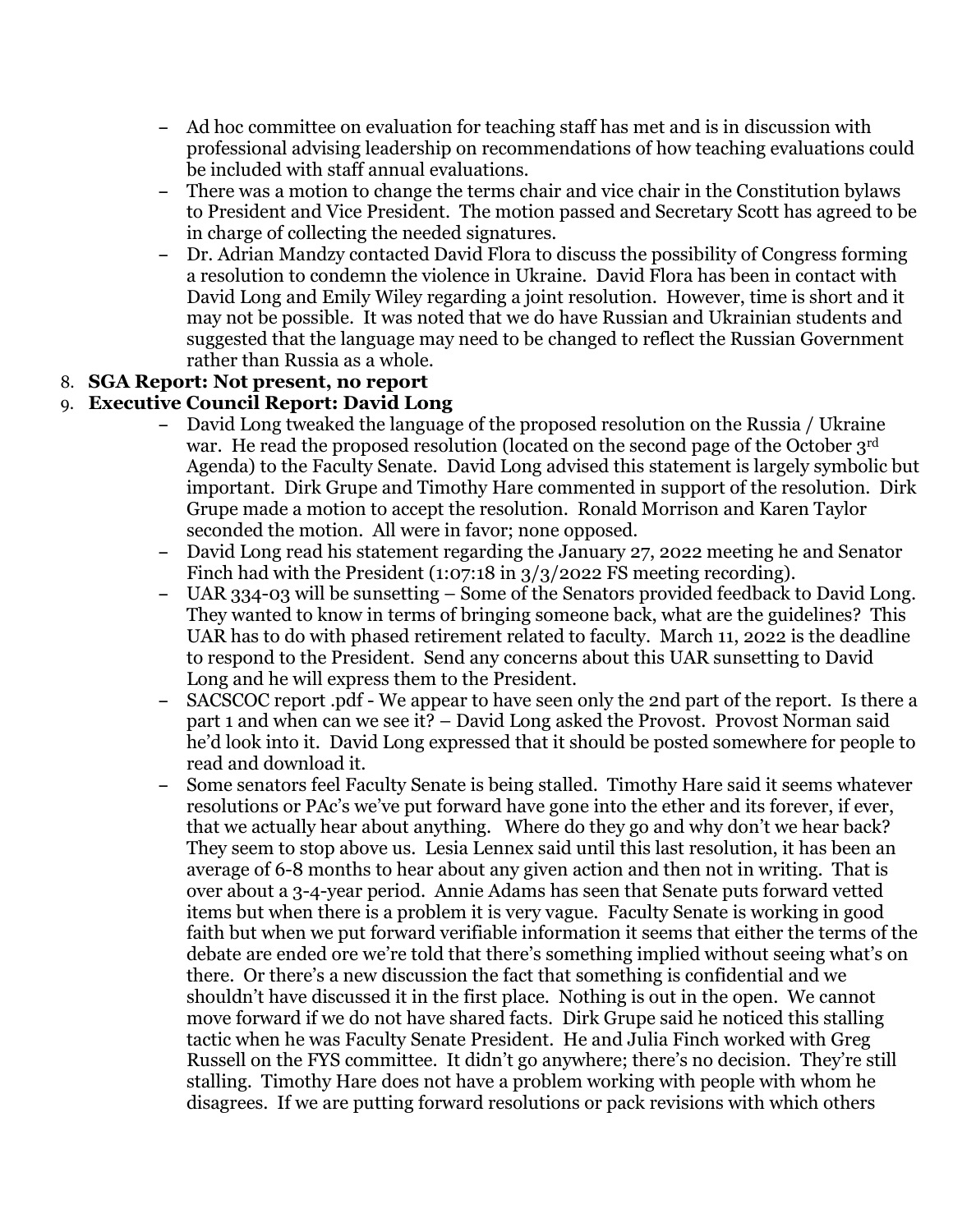- Ad hoc committee on evaluation for teaching staff has met and is in discussion with professional advising leadership on recommendations of how teaching evaluations could be included with staff annual evaluations.
- There was a motion to change the terms chair and vice chair in the Constitution bylaws to President and Vice President. The motion passed and Secretary Scott has agreed to be in charge of collecting the needed signatures.
- Dr. Adrian Mandzy contacted David Flora to discuss the possibility of Congress forming a resolution to condemn the violence in Ukraine. David Flora has been in contact with David Long and Emily Wiley regarding a joint resolution. However, time is short and it may not be possible. It was noted that we do have Russian and Ukrainian students and suggested that the language may need to be changed to reflect the Russian Government rather than Russia as a whole.

8. **SGA Report: Not present, no report**
9. **Executive Council Report: David Long**

- David Long tweaked the language of the proposed resolution on the Russia / Ukraine war. He read the proposed resolution (located on the second page of the October 3rd Agenda) to the Faculty Senate. David Long advised this statement is largely symbolic but important. Dirk Grupe and Timothy Hare commented in support of the resolution. Dirk Grupe made a motion to accept the resolution. Ronald Morrison and Karen Taylor seconded the motion. All were in favor; none opposed.
- David Long read his statement regarding the January 27, 2022 meeting he and Senator Finch had with the President (1:07:18 in 3/3/2022 FS meeting recording).
- UAR 334-03 will be sunsetting – Some of the Senators provided feedback to David Long. They wanted to know in terms of bringing someone back, what are the guidelines? This UAR has to do with phased retirement related to faculty. March 11, 2022 is the deadline to respond to the President. Send any concerns about this UAR sunsetting to David Long and he will express them to the President.
- SACSCOC report .pdf - We appear to have seen only the 2nd part of the report. Is there a part 1 and when can we see it? – David Long asked the Provost. Provost Norman said he'd look into it. David Long expressed that it should be posted somewhere for people to read and download it.
- Some senators feel Faculty Senate is being stalled. Timothy Hare said it seems whatever resolutions or PAc's we've put forward have gone into the ether and its forever, if ever, that we actually hear about anything. Where do they go and why don't we hear back? They seem to stop above us. Lesia Lennex said until this last resolution, it has been an average of 6-8 months to hear about any given action and then not in writing. That is over about a 3-4-year period. Annie Adams has seen that Senate puts forward vetted items but when there is a problem it is very vague. Faculty Senate is working in good faith but when we put forward verifiable information it seems that either the terms of the debate are ended ore we're told that there's something implied without seeing what's on there. Or there's a new discussion the fact that something is confidential and we shouldn't have discussed it in the first place. Nothing is out in the open. We cannot move forward if we do not have shared facts. Dirk Grupe said he noticed this stalling tactic when he was Faculty Senate President. He and Julia Finch worked with Greg Russell on the FYS committee. It didn't go anywhere; there's no decision. They're still stalling. Timothy Hare does not have a problem working with people with whom he disagrees. If we are putting forward resolutions or pack revisions with which others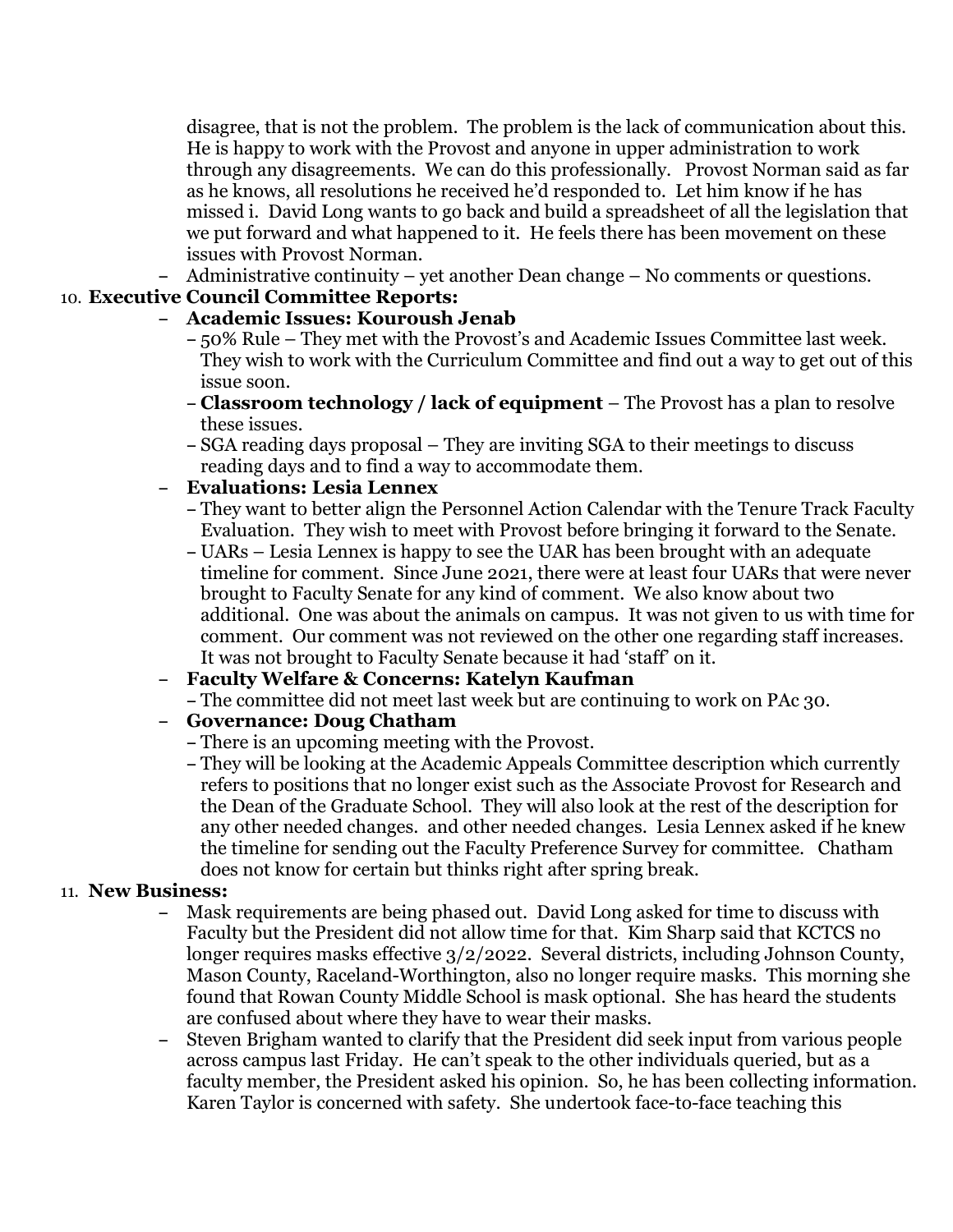disagree, that is not the problem. The problem is the lack of communication about this. He is happy to work with the Provost and anyone in upper administration to work through any disagreements. We can do this professionally. Provost Norman said as far as he knows, all resolutions he received he'd responded to. Let him know if he has missed i. David Long wants to go back and build a spreadsheet of all the legislation that we put forward and what happened to it. He feels there has been movement on these issues with Provost Norman.

- Administrative continuity – yet another Dean change – No comments or questions.

10. **Executive Council Committee Reports:**
    - **Academic Issues: Kouroush Jenab**
      - 50% Rule – They met with the Provost's and Academic Issues Committee last week. They wish to work with the Curriculum Committee and find out a way to get out of this issue soon.
      - **Classroom technology / lack of equipment** – The Provost has a plan to resolve these issues.
      - SGA reading days proposal – They are inviting SGA to their meetings to discuss reading days and to find a way to accommodate them.
    - **Evaluations: Lesia Lennex**
      - They want to better align the Personnel Action Calendar with the Tenure Track Faculty Evaluation. They wish to meet with Provost before bringing it forward to the Senate.
      - UARs – Lesia Lennex is happy to see the UAR has been brought with an adequate timeline for comment. Since June 2021, there were at least four UARs that were never brought to Faculty Senate for any kind of comment. We also know about two additional. One was about the animals on campus. It was not given to us with time for comment. Our comment was not reviewed on the other one regarding staff increases. It was not brought to Faculty Senate because it had 'staff' on it.
    - **Faculty Welfare & Concerns: Katelyn Kaufman**
      - The committee did not meet last week but are continuing to work on PAc 30.
    - **Governance: Doug Chatham**
      - There is an upcoming meeting with the Provost.
      - They will be looking at the Academic Appeals Committee description which currently refers to positions that no longer exist such as the Associate Provost for Research and the Dean of the Graduate School. They will also look at the rest of the description for any other needed changes. and other needed changes. Lesia Lennex asked if he knew the timeline for sending out the Faculty Preference Survey for committee. Chatham does not know for certain but thinks right after spring break.

11. **New Business:**
    - Mask requirements are being phased out. David Long asked for time to discuss with Faculty but the President did not allow time for that. Kim Sharp said that KCTCS no longer requires masks effective 3/2/2022. Several districts, including Johnson County, Mason County, Raceland-Worthington, also no longer require masks. This morning she found that Rowan County Middle School is mask optional. She has heard the students are confused about where they have to wear their masks.
    - Steven Brigham wanted to clarify that the President did seek input from various people across campus last Friday. He can't speak to the other individuals queried, but as a faculty member, the President asked his opinion. So, he has been collecting information. Karen Taylor is concerned with safety. She undertook face-to-face teaching this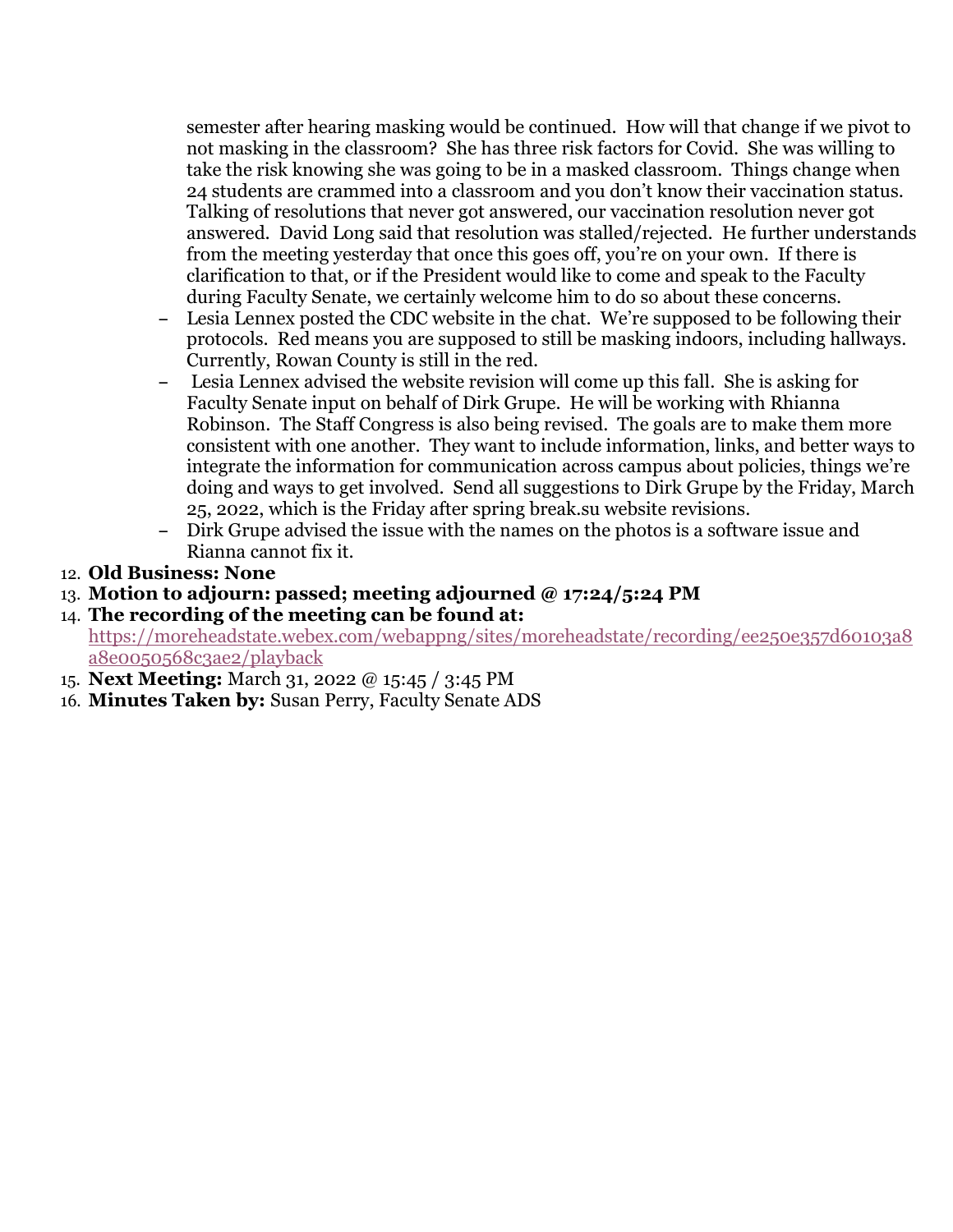semester after hearing masking would be continued. How will that change if we pivot to not masking in the classroom? She has three risk factors for Covid. She was willing to take the risk knowing she was going to be in a masked classroom. Things change when 24 students are crammed into a classroom and you don't know their vaccination status. Talking of resolutions that never got answered, our vaccination resolution never got answered. David Long said that resolution was stalled/rejected. He further understands from the meeting yesterday that once this goes off, you're on your own. If there is clarification to that, or if the President would like to come and speak to the Faculty during Faculty Senate, we certainly welcome him to do so about these concerns.

- Lesia Lennex posted the CDC website in the chat. We're supposed to be following their protocols. Red means you are supposed to still be masking indoors, including hallways. Currently, Rowan County is still in the red.
- Lesia Lennex advised the website revision will come up this fall. She is asking for Faculty Senate input on behalf of Dirk Grupe. He will be working with Rhianna Robinson. The Staff Congress is also being revised. The goals are to make them more consistent with one another. They want to include information, links, and better ways to integrate the information for communication across campus about policies, things we're doing and ways to get involved. Send all suggestions to Dirk Grupe by the Friday, March 25, 2022, which is the Friday after spring break.su website revisions.
- Dirk Grupe advised the issue with the names on the photos is a software issue and Rianna cannot fix it.

12. **Old Business: None**
13. **Motion to adjourn: passed; meeting adjourned @ 17:24/5:24 PM**
14. **The recording of the meeting can be found at:** https://moreheadstate.webex.com/webappng/sites/moreheadstate/recording/ee250e357d60103a8a8e0050568c3ae2/playback
15. **Next Meeting:** March 31, 2022 @ 15:45 / 3:45 PM
16. **Minutes Taken by:** Susan Perry, Faculty Senate ADS